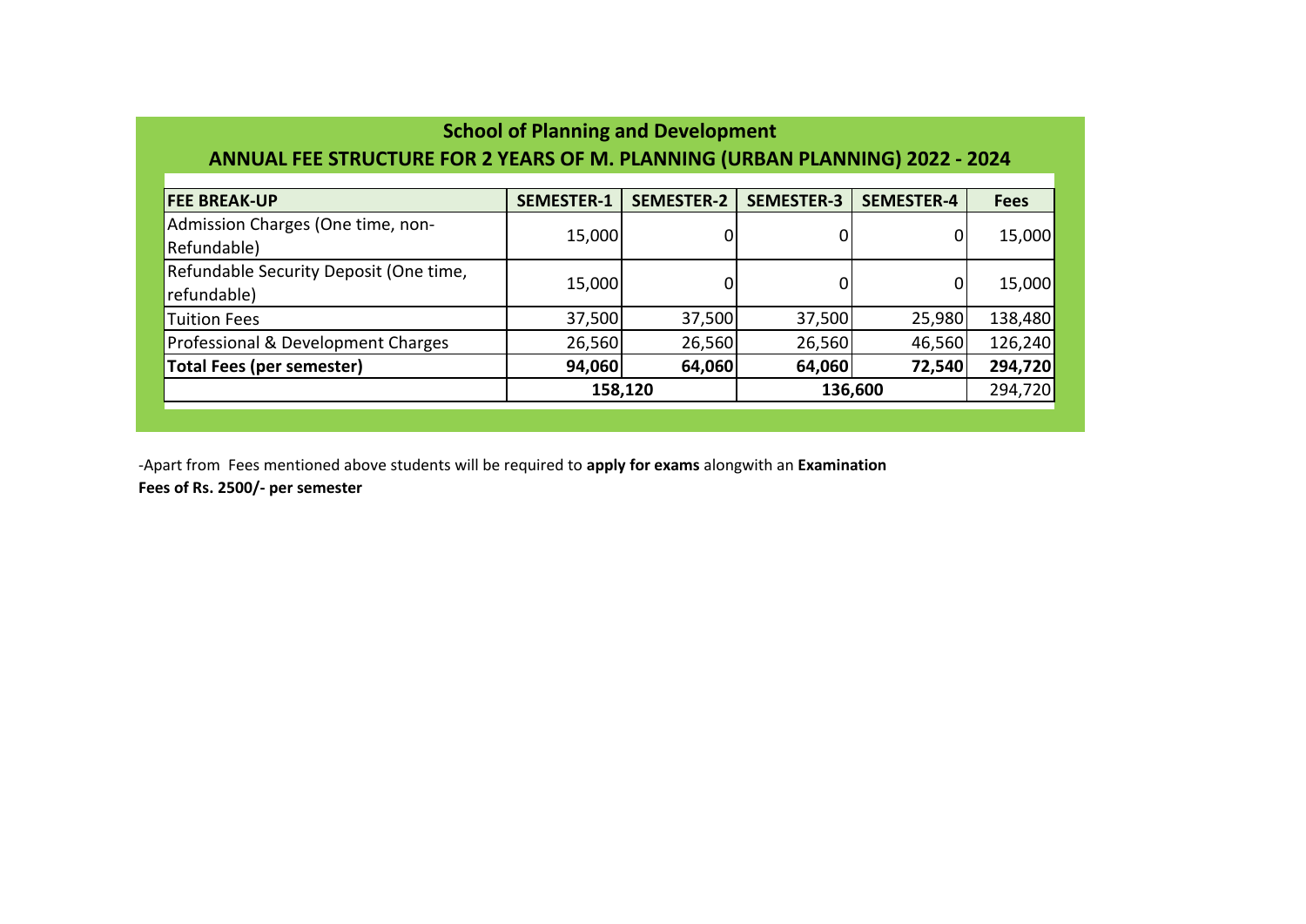## School of Planning and Development

## ANNUAL FEE STRUCTURE FOR 2 YEARS OF M. PLANNING (URBAN PLANNING) 2022 - 2024

| FEE BREAK-UP | SEMESTER-1 | SEMESTER-2 | SEMESTER-3 | SEMESTER-4 | Fees |
|---|---|---|---|---|---|
| Admission Charges (One time, non-Refundable) | 15,000 | 0 | 0 | 0 | 15,000 |
| Refundable Security Deposit (One time, refundable) | 15,000 | 0 | 0 | 0 | 15,000 |
| Tuition Fees | 37,500 | 37,500 | 37,500 | 25,980 | 138,480 |
| Professional & Development Charges | 26,560 | 26,560 | 26,560 | 46,560 | 126,240 |
| **Total Fees (per semester)** | **94,060** | **64,060** | **64,060** | **72,540** | **294,720** |
| | **158,120** | | **136,600** | | 294,720 |

-Apart from Fees mentioned above students will be required to **apply for exams** alongwith an **Examination Fees of Rs. 2500/- per semester**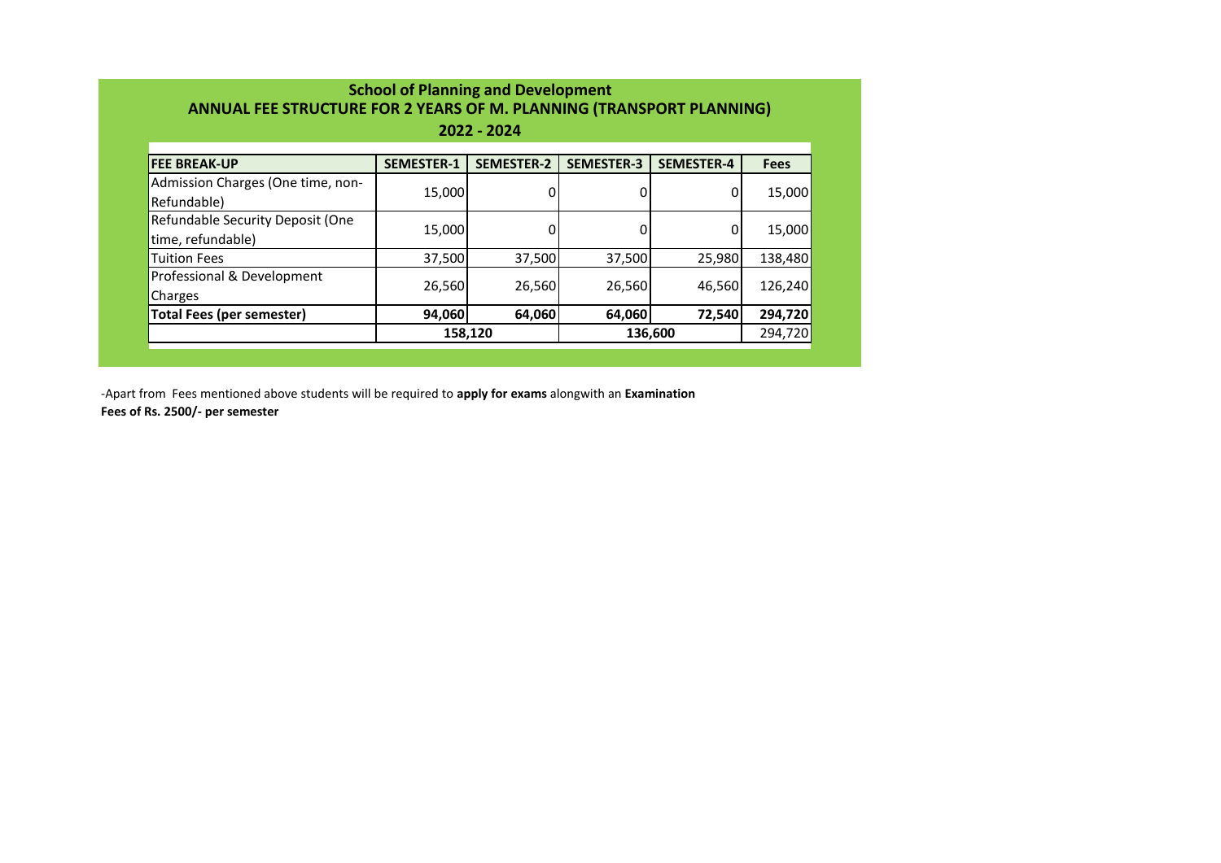**School of Planning and Development**

**ANNUAL FEE STRUCTURE FOR 2 YEARS OF M. PLANNING (TRANSPORT PLANNING)**

**2022 - 2024**

| FEE BREAK-UP | SEMESTER-1 | SEMESTER-2 | SEMESTER-3 | SEMESTER-4 | Fees |
|---|---|---|---|---|---|
| Admission Charges (One time, non-Refundable) | 15,000 | 0 | 0 | 0 | 15,000 |
| Refundable Security Deposit (One time, refundable) | 15,000 | 0 | 0 | 0 | 15,000 |
| Tuition Fees | 37,500 | 37,500 | 37,500 | 25,980 | 138,480 |
| Professional & Development Charges | 26,560 | 26,560 | 26,560 | 46,560 | 126,240 |
| **Total Fees (per semester)** | **94,060** | **64,060** | **64,060** | **72,540** | **294,720** |
| | **158,120** | | **136,600** | | 294,720 |

-Apart from Fees mentioned above students will be required to **apply for exams** alongwith an **Examination Fees of Rs. 2500/- per semester**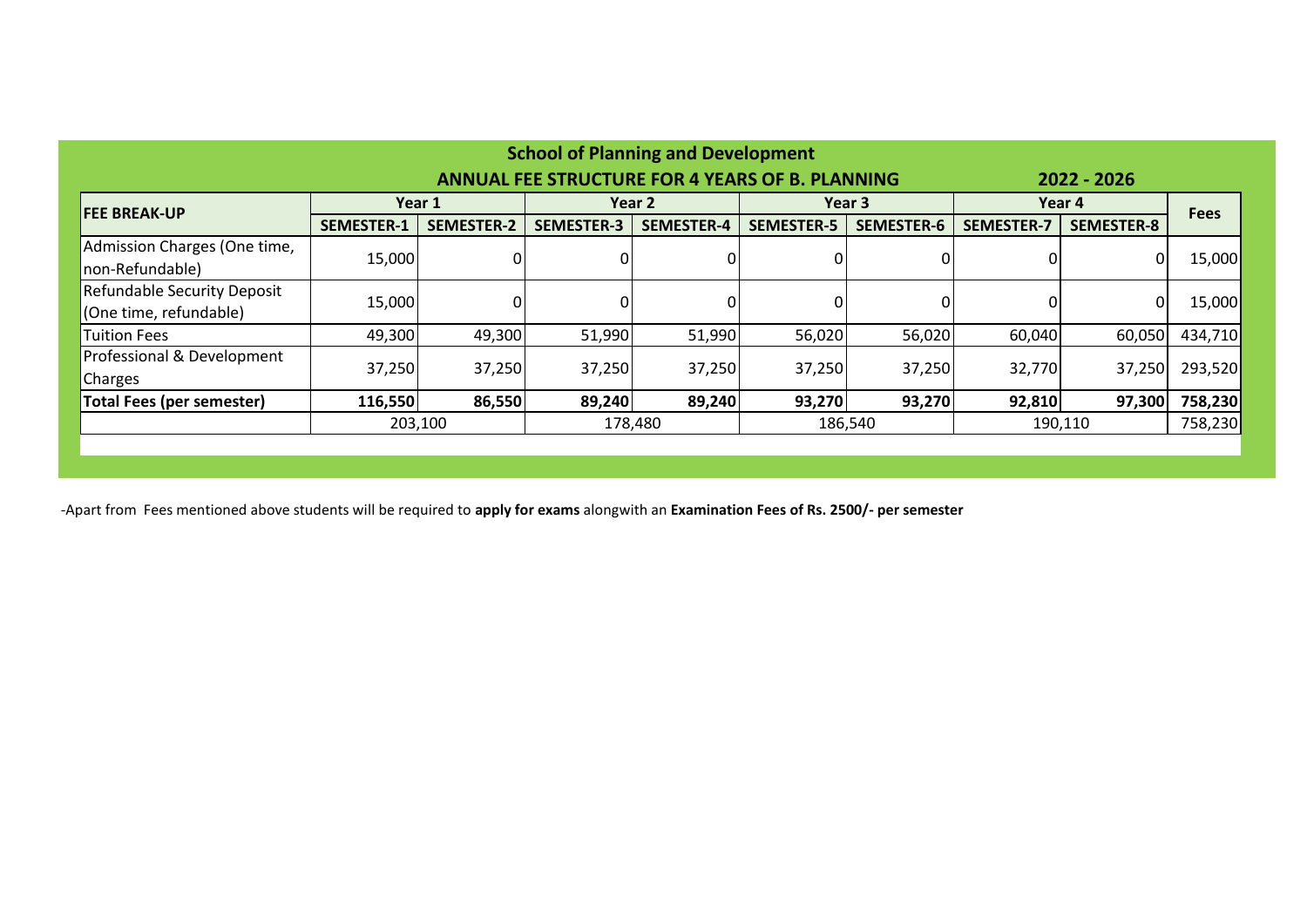**School of Planning and Development**

**ANNUAL FEE STRUCTURE FOR 4 YEARS OF B. PLANNING** **2022 - 2026**

| FEE BREAK-UP | Year 1 | | Year 2 | | Year 3 | | Year 4 | | Fees |
|---|---|---|---|---|---|---|---|---|---|
| | SEMESTER-1 | SEMESTER-2 | SEMESTER-3 | SEMESTER-4 | SEMESTER-5 | SEMESTER-6 | SEMESTER-7 | SEMESTER-8 | |
| Admission Charges (One time, non-Refundable) | 15,000 | 0 | 0 | 0 | 0 | 0 | 0 | 0 | 15,000 |
| Refundable Security Deposit (One time, refundable) | 15,000 | 0 | 0 | 0 | 0 | 0 | 0 | 0 | 15,000 |
| Tuition Fees | 49,300 | 49,300 | 51,990 | 51,990 | 56,020 | 56,020 | 60,040 | 60,050 | 434,710 |
| Professional & Development Charges | 37,250 | 37,250 | 37,250 | 37,250 | 37,250 | 37,250 | 32,770 | 37,250 | 293,520 |
| **Total Fees (per semester)** | **116,550** | **86,550** | **89,240** | **89,240** | **93,270** | **93,270** | **92,810** | **97,300** | **758,230** |
| | 203,100 | | 178,480 | | 186,540 | | 190,110 | | 758,230 |

-Apart from Fees mentioned above students will be required to **apply for exams** alongwith an **Examination Fees of Rs. 2500/- per semester**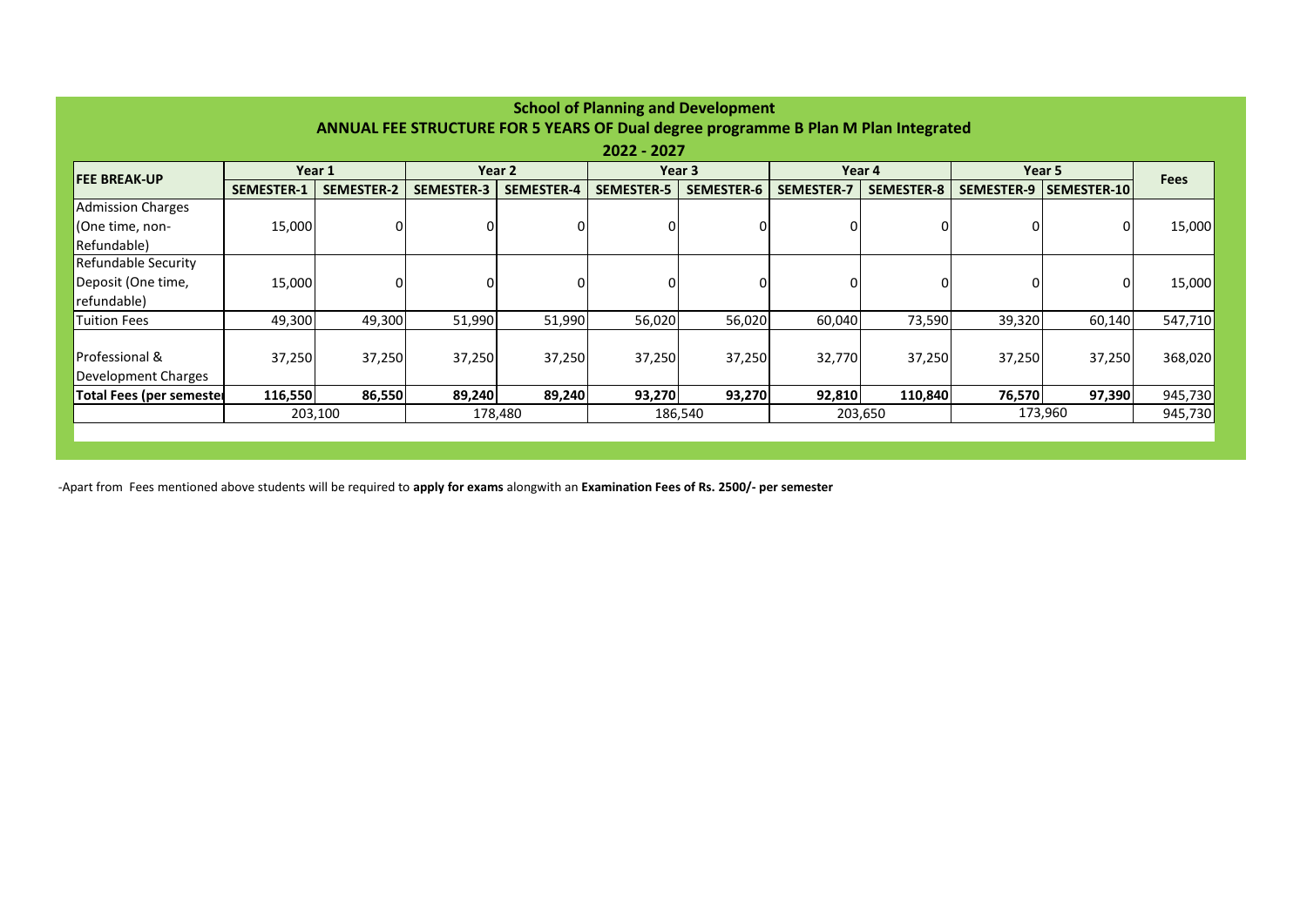## School of Planning and Development

### ANNUAL FEE STRUCTURE FOR 5 YEARS OF Dual degree programme B Plan M Plan Integrated

### 2022 - 2027

| FEE BREAK-UP | Year 1 | | Year 2 | | Year 3 | | Year 4 | | Year 5 | | Fees |
|---|---|---|---|---|---|---|---|---|---|---|---|
| | SEMESTER-1 | SEMESTER-2 | SEMESTER-3 | SEMESTER-4 | SEMESTER-5 | SEMESTER-6 | SEMESTER-7 | SEMESTER-8 | SEMESTER-9 | SEMESTER-10 | |
| Admission Charges (One time, non-Refundable) | 15,000 | 0 | 0 | 0 | 0 | 0 | 0 | 0 | 0 | 0 | 15,000 |
| Refundable Security Deposit (One time, refundable) | 15,000 | 0 | 0 | 0 | 0 | 0 | 0 | 0 | 0 | 0 | 15,000 |
| Tuition Fees | 49,300 | 49,300 | 51,990 | 51,990 | 56,020 | 56,020 | 60,040 | 73,590 | 39,320 | 60,140 | 547,710 |
| Professional & Development Charges | 37,250 | 37,250 | 37,250 | 37,250 | 37,250 | 37,250 | 32,770 | 37,250 | 37,250 | 37,250 | 368,020 |
| **Total Fees (per semester** | **116,550** | **86,550** | **89,240** | **89,240** | **93,270** | **93,270** | **92,810** | **110,840** | **76,570** | **97,390** | 945,730 |
| | 203,100 | | 178,480 | | 186,540 | | 203,650 | | 173,960 | | 945,730 |

-Apart from Fees mentioned above students will be required to **apply for exams** alongwith an **Examination Fees of Rs. 2500/- per semester**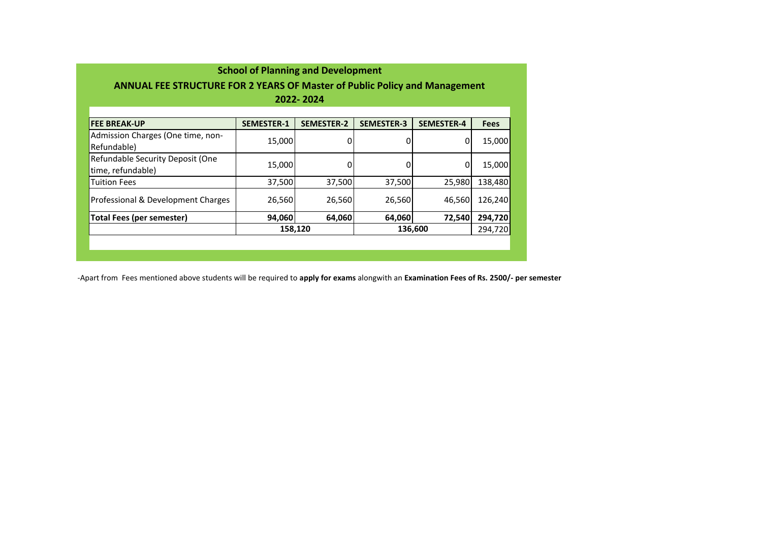**School of Planning and Development**

**ANNUAL FEE STRUCTURE FOR 2 YEARS OF Master of Public Policy and Management**

**2022- 2024**

| FEE BREAK-UP | SEMESTER-1 | SEMESTER-2 | SEMESTER-3 | SEMESTER-4 | Fees |
|---|---|---|---|---|---|
| Admission Charges (One time, non-Refundable) | 15,000 | 0 | 0 | 0 | 15,000 |
| Refundable Security Deposit (One time, refundable) | 15,000 | 0 | 0 | 0 | 15,000 |
| Tuition Fees | 37,500 | 37,500 | 37,500 | 25,980 | 138,480 |
| Professional & Development Charges | 26,560 | 26,560 | 26,560 | 46,560 | 126,240 |
| **Total Fees (per semester)** | **94,060** | **64,060** | **64,060** | **72,540** | **294,720** |
| | **158,120** | | **136,600** | | 294,720 |

-Apart from Fees mentioned above students will be required to **apply for exams** alongwith an **Examination Fees of Rs. 2500/- per semester**